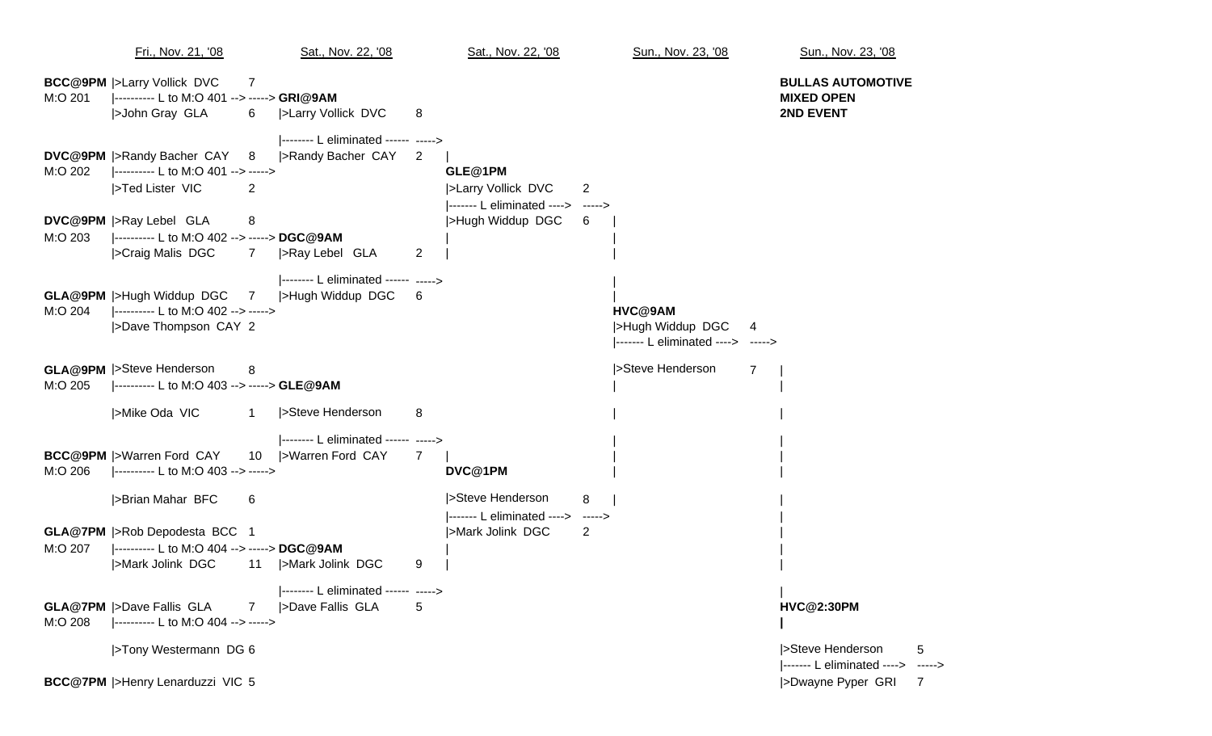**BULLAS AUTOMOTIVE**
**MIXED OPEN**
**2ND EVENT**

| Fri., Nov. 21, '08 | | | Sat., Nov. 22, '08 | | Sat., Nov. 22, '08 | | Sun., Nov. 23, '08 | | Sun., Nov. 23, '08 | |
|---|---|---|---|---|---|---|---|---|---|---|
| **BCC@9PM** | \|>Larry Vollick DVC | 7 | | | | | | | | |
| M:O 201 | \|---------- L to M:O 401 --> -----> | | **GRI@9AM** | | | | | | | |
| | \|>John Gray GLA | 6 | \|>Larry Vollick DVC | 8 | | | | | | |
| | | | \|-------- L eliminated ------ -----> | | | | | | | |
| **DVC@9PM** | \|>Randy Bacher CAY | 8 | \|>Randy Bacher CAY | 2 | \| | | | | | |
| M:O 202 | \|---------- L to M:O 401 --> -----> | | | | **GLE@1PM** | | | | | |
| | \|>Ted Lister VIC | 2 | | | \|>Larry Vollick DVC | 2 | | | | |
| | | | | | \|------- L eliminated ----> -----> | | | | | |
| **DVC@9PM** | \|>Ray Lebel GLA | 8 | | | \|>Hugh Widdup DGC | 6 | \| | | | |
| M:O 203 | \|---------- L to M:O 402 --> -----> | | **DGC@9AM** | | \| | | \| | | | |
| | \|>Craig Malis DGC | 7 | \|>Ray Lebel GLA | 2 | \| | | \| | | | |
| | | | \|-------- L eliminated ------ -----> | | | | \| | | | |
| **GLA@9PM** | \|>Hugh Widdup DGC | 7 | \|>Hugh Widdup DGC | 6 | | | \| | | | |
| M:O 204 | \|---------- L to M:O 402 --> -----> | | | | | | **HVC@9AM** | | | |
| | \|>Dave Thompson CAY | 2 | | | | | \|>Hugh Widdup DGC | 4 | | |
| | | | | | | | \|------- L eliminated ----> -----> | | | |
| **GLA@9PM** | \|>Steve Henderson | 8 | | | | | \|>Steve Henderson | 7 | \| | |
| M:O 205 | \|---------- L to M:O 403 --> -----> | | **GLE@9AM** | | | | \| | | \| | |
| | \|>Mike Oda VIC | 1 | \|>Steve Henderson | 8 | | | \| | | \| | |
| | | | \|-------- L eliminated ------ -----> | | | | \| | | \| | |
| **BCC@9PM** | \|>Warren Ford CAY | 10 | \|>Warren Ford CAY | 7 | \| | | \| | | \| | |
| M:O 206 | \|---------- L to M:O 403 --> -----> | | | | **DVC@1PM** | | \| | | \| | |
| | \|>Brian Mahar BFC | 6 | | | \|>Steve Henderson | 8 | \| | | \| | |
| | | | | | \|------- L eliminated ----> -----> | | | | \| | |
| **GLA@7PM** | \|>Rob Depodesta BCC | 1 | | | \|>Mark Jolink DGC | 2 | | | \| | |
| M:O 207 | \|---------- L to M:O 404 --> -----> | | **DGC@9AM** | | \| | | | | \| | |
| | \|>Mark Jolink DGC | 11 | \|>Mark Jolink DGC | 9 | \| | | | | \| | |
| | | | \|-------- L eliminated ------ -----> | | | | | | \| | |
| **GLA@7PM** | \|>Dave Fallis GLA | 7 | \|>Dave Fallis GLA | 5 | | | | | **HVC@2:30PM** | |
| M:O 208 | \|---------- L to M:O 404 --> -----> | | | | | | | | **\|** | |
| | \|>Tony Westermann DG | 6 | | | | | | | \|>Steve Henderson | 5 |
| | | | | | | | | | \|------- L eliminated ----> -----> | |
| **BCC@7PM** | \|>Henry Lenarduzzi VIC | 5 | | | | | | | \|>Dwayne Pyper GRI | 7 |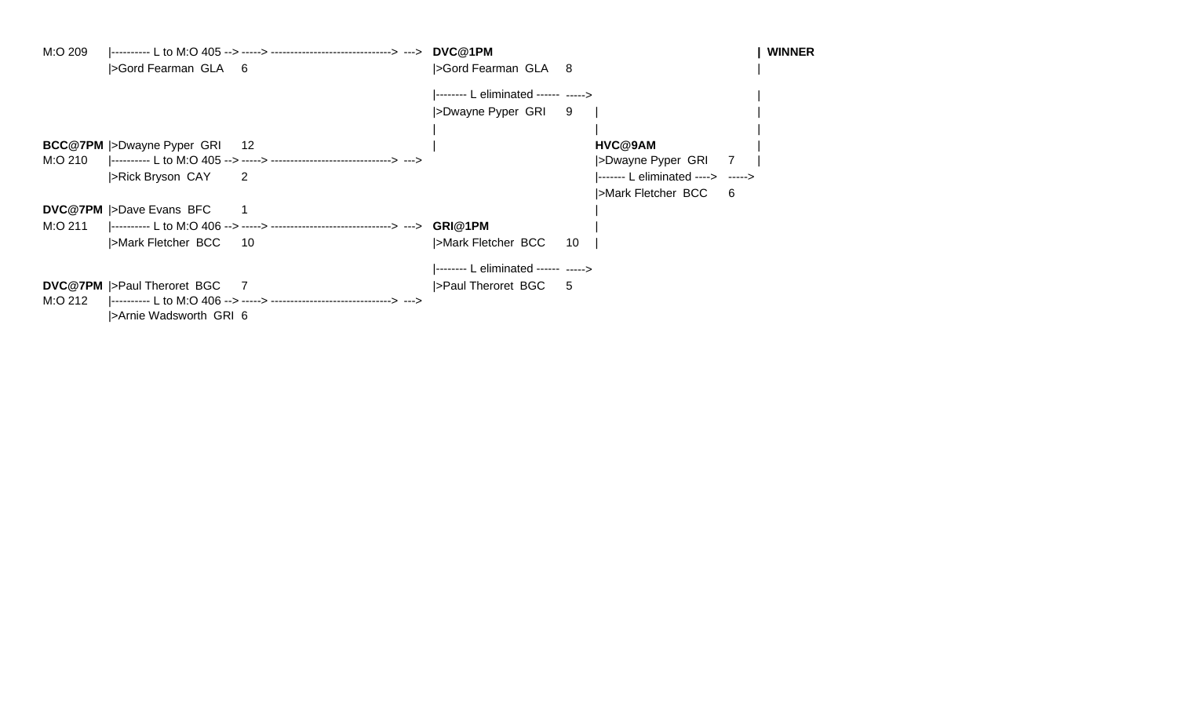M:O 209 |---------- L to M:O 405 --> -----> -------------------------------> ---> **DVC@1PM** **| WINNER**

|>Gord Fearman GLA 6

|>Gord Fearman GLA 8

|-------- L eliminated ------ ----->

|>Dwayne Pyper GRI 9

**BCC@7PM** |>Dwayne Pyper GRI 12

M:O 210 |---------- L to M:O 405 --> -----> -------------------------------> --->

|>Rick Bryson CAY 2

**HVC@9AM**

|>Dwayne Pyper GRI 7

|------- L eliminated ----> ----->

|>Mark Fletcher BCC 6

**DVC@7PM** |>Dave Evans BFC 1

M:O 211 |---------- L to M:O 406 --> -----> -------------------------------> ---> **GRI@1PM**

|>Mark Fletcher BCC 10

|>Mark Fletcher BCC 10

|-------- L eliminated ------ ----->

**DVC@7PM** |>Paul Theroret BGC 7

|>Paul Theroret BGC 5

M:O 212 |---------- L to M:O 406 --> -----> -------------------------------> --->

|>Arnie Wadsworth GRI 6